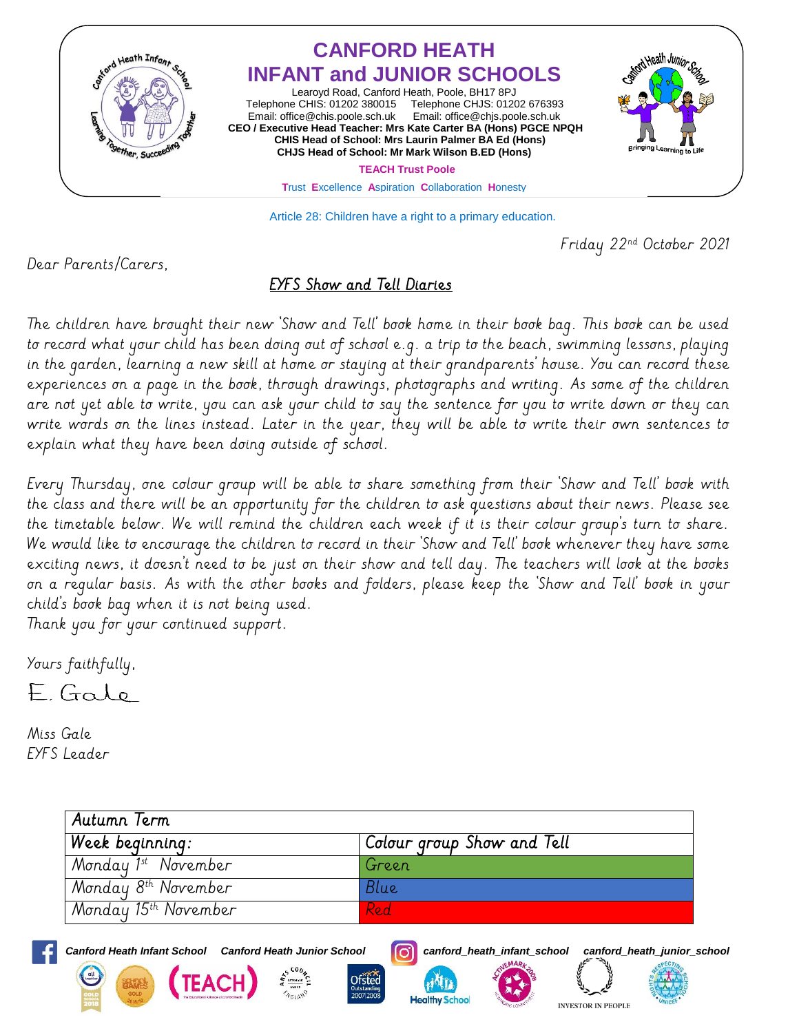# CANFORD HEATH INFANT and JUNIOR SCHOOLS

Learoyd Road, Canford Heath, Poole, BH17 8PJ
Telephone CHIS: 01202 380015    Telephone CHJS: 01202 676393
Email: office@chis.poole.sch.uk    Email: office@chjs.poole.sch.uk
**CEO / Executive Head Teacher: Mrs Kate Carter BA (Hons) PGCE NPQH**
**CHIS Head of School: Mrs Laurin Palmer BA Ed (Hons)**
**CHJS Head of School: Mr Mark Wilson B.ED (Hons)**

**TEACH Trust Poole**

Trust Excellence Aspiration Collaboration Honesty

Article 28: Children have a right to a primary education.

Friday 22nd October 2021

Dear Parents/Carers,

## EYFS Show and Tell Diaries

The children have brought their new 'Show and Tell' book home in their book bag. This book can be used to record what your child has been doing out of school e.g. a trip to the beach, swimming lessons, playing in the garden, learning a new skill at home or staying at their grandparents' house. You can record these experiences on a page in the book, through drawings, photographs and writing. As some of the children are not yet able to write, you can ask your child to say the sentence for you to write down or they can write words on the lines instead. Later in the year, they will be able to write their own sentences to explain what they have been doing outside of school.

Every Thursday, one colour group will be able to share something from their 'Show and Tell' book with the class and there will be an opportunity for the children to ask questions about their news. Please see the timetable below. We will remind the children each week if it is their colour group's turn to share. We would like to encourage the children to record in their 'Show and Tell' book whenever they have some exciting news, it doesn't need to be just on their show and tell day. The teachers will look at the books on a regular basis. As with the other books and folders, please keep the 'Show and Tell' book in your child's book bag when it is not being used.

Thank you for your continued support.

Yours faithfully,

E. Gale

Miss Gale
EYFS Leader

| Autumn Term | |
|---|---|
| **Week beginning:** | **Colour group Show and Tell** |
| Monday 1st November | Green |
| Monday 8th November | Blue |
| Monday 15th November | Red |

Canford Heath Infant School    Canford Heath Junior School    canford_heath_infant_school    canford_heath_junior_school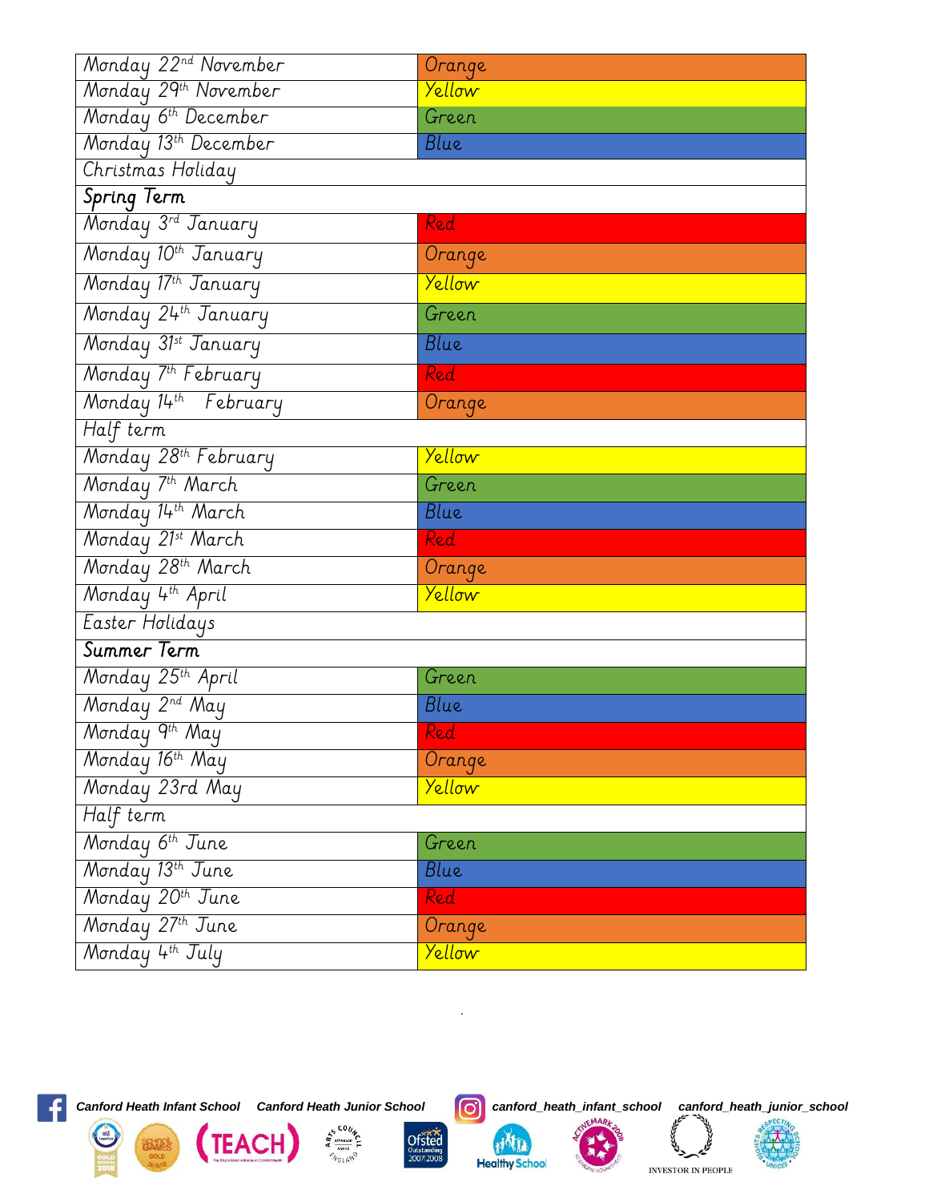| | |
|---|---|
| Monday 22nd November | Orange |
| Monday 29th November | Yellow |
| Monday 6th December | Green |
| Monday 13th December | Blue |
| Christmas Holiday | |
| **Spring Term** | |
| Monday 3rd January | Red |
| Monday 10th January | Orange |
| Monday 17th January | Yellow |
| Monday 24th January | Green |
| Monday 31st January | Blue |
| Monday 7th February | Red |
| Monday 14th February | Orange |
| Half term | |
| Monday 28th February | Yellow |
| Monday 7th March | Green |
| Monday 14th March | Blue |
| Monday 21st March | Red |
| Monday 28th March | Orange |
| Monday 4th April | Yellow |
| Easter Holidays | |
| **Summer Term** | |
| Monday 25th April | Green |
| Monday 2nd May | Blue |
| Monday 9th May | Red |
| Monday 16th May | Orange |
| Monday 23rd May | Yellow |
| Half term | |
| Monday 6th June | Green |
| Monday 13th June | Blue |
| Monday 20th June | Red |
| Monday 27th June | Orange |
| Monday 4th July | Yellow |

Canford Heath Infant School Canford Heath Junior School canford_heath_infant_school canford_heath_junior_school